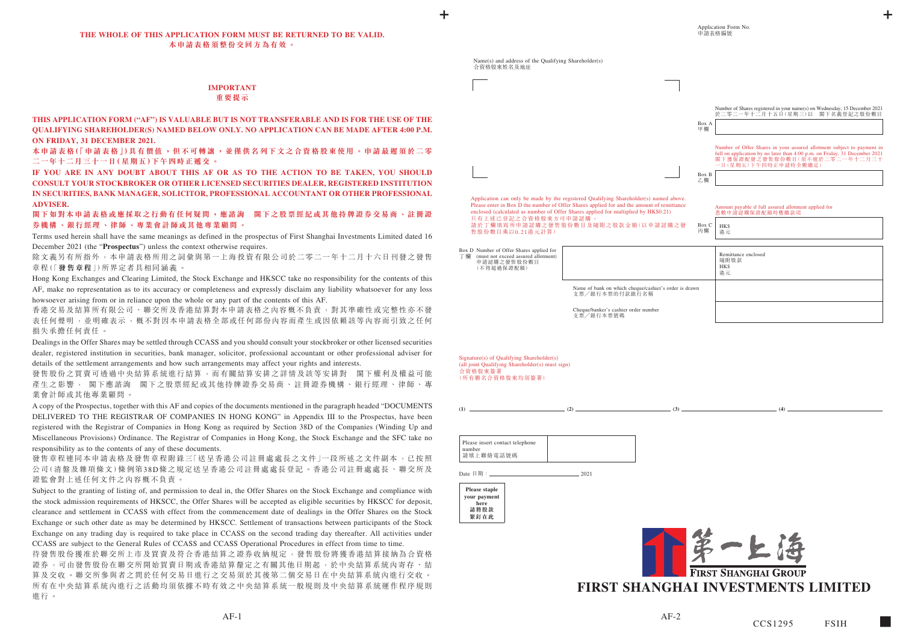**THE WHOLE OF THIS APPLICATION FORM MUST BE RETURNED TO BE VALID.**
**本申請表格須整份交回方為有效。**

## IMPORTANT
## 重要提示

**THIS APPLICATION FORM ("AF") IS VALUABLE BUT IS NOT TRANSFERABLE AND IS FOR THE USE OF THE QUALIFYING SHAREHOLDER(S) NAMED BELOW ONLY. NO APPLICATION CAN BE MADE AFTER 4:00 P.M. ON FRIDAY, 31 DECEMBER 2021.**

**本申請表格(「申請表格」)具有價值，但不可轉讓，並僅供名列下文之合資格股東使用。申請最遲須於二零二一年十二月三十一日(星期五)下午四時正遞交。**

**IF YOU ARE IN ANY DOUBT ABOUT THIS AF OR AS TO THE ACTION TO BE TAKEN, YOU SHOULD CONSULT YOUR STOCKBROKER OR OTHER LICENSED SECURITIES DEALER, REGISTERED INSTITUTION IN SECURITIES, BANK MANAGER, SOLICITOR, PROFESSIONAL ACCOUNTANT OR OTHER PROFESSIONAL ADVISER.**

**閣下如對本申請表格或應採取之行動有任何疑問，應諮詢 閣下之股票經紀或其他持牌證券交易商、註冊證券機構、銀行經理、律師、專業會計師或其他專業顧問。**

Terms used herein shall have the same meanings as defined in the prospectus of First Shanghai Investments Limited dated 16 December 2021 (the "**Prospectus**") unless the context otherwise requires.

除文義另有所指外，本申請表格所用之詞彙與第一上海投資有限公司於二零二一年十二月十六日刊發之發售章程(「**發售章程**」)所界定者具相同涵義。

Hong Kong Exchanges and Clearing Limited, the Stock Exchange and HKSCC take no responsibility for the contents of this AF, make no representation as to its accuracy or completeness and expressly disclaim any liability whatsoever for any loss howsoever arising from or in reliance upon the whole or any part of the contents of this AF.

香港交易及結算所有限公司、聯交所及香港結算對本申請表格之內容概不負責，對其準確性或完整性亦不發表任何聲明，並明確表示，概不對因本申請表格全部或任何部份內容而產生或因依賴該等內容而引致之任何損失承擔任何責任。

Dealings in the Offer Shares may be settled through CCASS and you should consult your stockbroker or other licensed securities dealer, registered institution in securities, bank manager, solicitor, professional accountant or other professional adviser for details of the settlement arrangements and how such arrangements may affect your rights and interests.

發售股份之買賣可透過中央結算系統進行結算，而有關結算安排之詳情及該等安排對 閣下權利及權益可能產生之影響， 閣下應諮詢 閣下之股票經紀或其他持牌證券交易商、註冊證券機構、銀行經理、律師、專業會計師或其他專業顧問。

A copy of the Prospectus, together with this AF and copies of the documents mentioned in the paragraph headed "DOCUMENTS DELIVERED TO THE REGISTRAR OF COMPANIES IN HONG KONG" in Appendix III to the Prospectus, have been registered with the Registrar of Companies in Hong Kong as required by Section 38D of the Companies (Winding Up and Miscellaneous Provisions) Ordinance. The Registrar of Companies in Hong Kong, the Stock Exchange and the SFC take no responsibility as to the contents of any of these documents.

發售章程連同本申請表格及發售章程附錄三「送呈香港公司註冊處處長之文件」一段所述之文件副本，已按照公司(清盤及雜項條文)條例第38D條之規定送呈香港公司註冊處處長登記。香港公司註冊處處長、聯交所及證監會對上述任何文件之內容概不負責。

Subject to the granting of listing of, and permission to deal in, the Offer Shares on the Stock Exchange and compliance with the stock admission requirements of HKSCC, the Offer Shares will be accepted as eligible securities by HKSCC for deposit, clearance and settlement in CCASS with effect from the commencement date of dealings in the Offer Shares on the Stock Exchange or such other date as may be determined by HKSCC. Settlement of transactions between participants of the Stock Exchange on any trading day is required to take place in CCASS on the second trading day thereafter. All activities under CCASS are subject to the General Rules of CCASS and CCASS Operational Procedures in effect from time to time.

待發售股份獲准於聯交所上市及買賣及符合香港結算之證券收納規定，發售股份將獲香港結算接納為合資格證券，可由發售股份在聯交所開始買賣日期或香港結算釐定之有關其他日期起，於中央結算系統內寄存、結算及交收。聯交所參與者之間於任何交易日進行之交易須於其後第二個交易日在中央結算系統內進行交收。所有在中央結算系統內進行之活動均須依據不時有效之中央結算系統一般規則及中央結算系統運作程序規則進行。

---

Application Form No.
申請表格編號

Name(s) and address of the Qualifying Shareholder(s)
合資格股東姓名及地址

| | |
|---|---|
| **Box A 甲欄** Number of Shares registered in your name(s) on Wednesday, 15 December 2021 於二零二一年十二月十五日(星期三)以 閣下名義登記之股份數目 | |
| **Box B 乙欄** Number of Offer Shares in your assured allotment subject to payment in full on application by no later than 4:00 p.m. on Friday, 31 December 2021 閣下獲保證配發之發售股份數目(須不遲於二零二一年十二月三十一日(星期五)下午四時正申請時全數繳足) | |
| **Box C 丙欄** Amount payable if full assured allotment applied for 悉數申請認購保證配額時應繳款項 | HK$ 港元 |

Application can only be made by the registered Qualifying Shareholder(s) named above. Please enter in Box D the number of Offer Shares applied for and the amount of remittance enclosed (calculated as number of Offer Shares applied for multiplied by HK$0.21)
只有上述已登記之合資格股東方可申請認購。
請於丁欄填寫所申請認購之發售股份數目及隨附之股款金額(以申請認購之發售股份數目乘以0.21港元計算)

| | | |
|---|---|---|
| **Box D 丁欄** Number of Offer Shares applied for (must not exceed assured allotment) 申請認購之發售股份數目(不得超過保證配額) | | Remittance enclosed 隨附股款 HK$ 港元 |
| | Name of bank on which cheque/cashier's order is drawn 支票／銀行本票的付款銀行名稱 | |
| | Cheque/banker's cashier order number 支票／銀行本票號碼 | |

Signature(s) of Qualifying Shareholder(s)
(all joint Qualifying Shareholder(s) must sign)
合資格股東簽署
(所有聯名合資格股東均須簽署)

(1) ____________ (2) ____________ (3) ____________ (4) ____________

| | |
|---|---|
| Please insert contact telephone number 請填上聯絡電話號碼 | |

Date 日期：____________ 2021

**Please staple your payment here**
**請將股款緊釘在此**

**FIRST SHANGHAI GROUP**
**第一上海**
**FIRST SHANGHAI INVESTMENTS LIMITED**

CCS1295 FSIH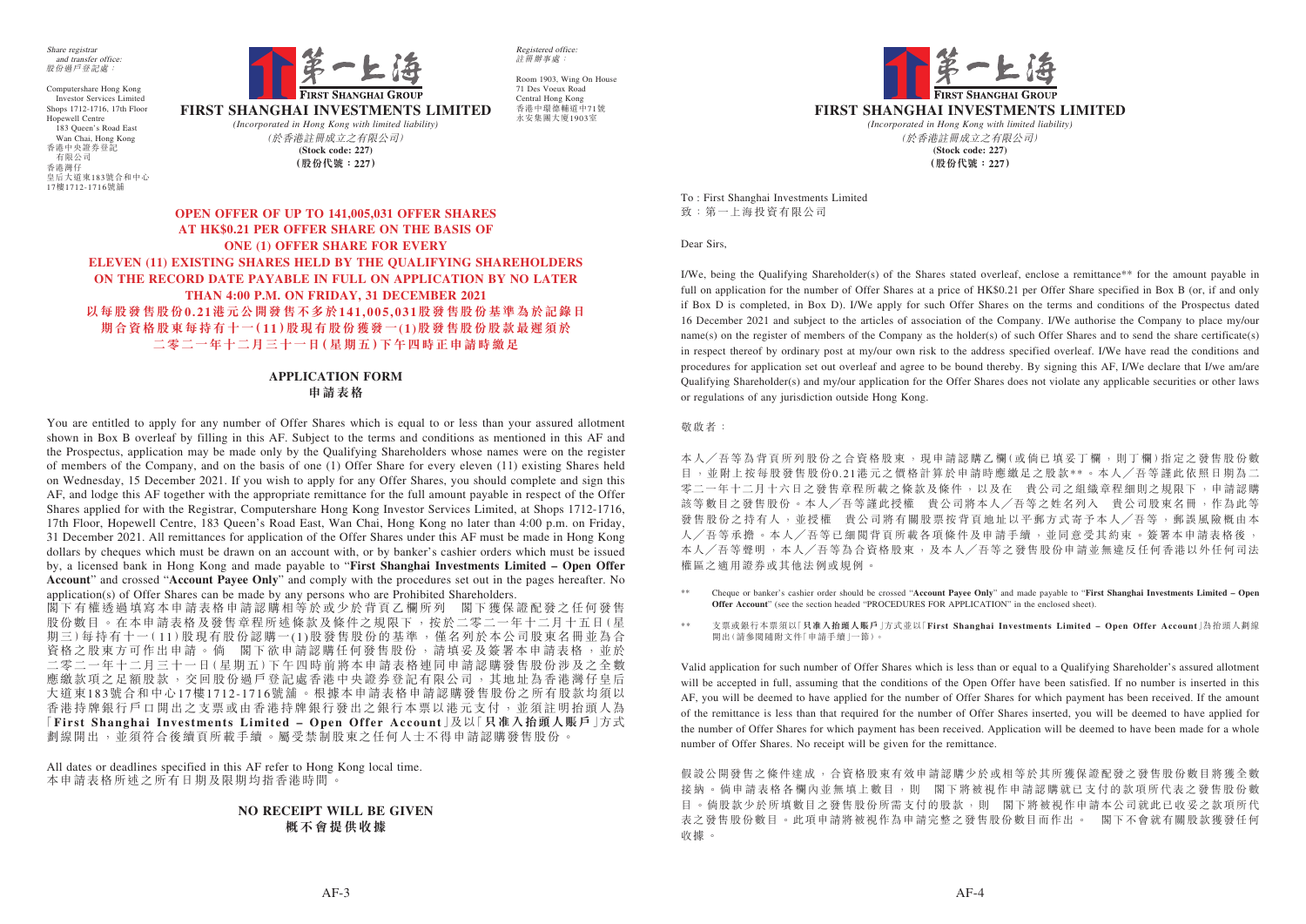Share registrar and transfer office:
股份過戶登記處：

Computershare Hong Kong Investor Services Limited
Shops 1712-1716, 17th Floor
Hopewell Centre
183 Queen's Road East
Wan Chai, Hong Kong
香港中央證券登記有限公司
香港灣仔
皇后大道東183號合和中心
17樓1712-1716號舖

# FIRST SHANGHAI INVESTMENTS LIMITED

*(Incorporated in Hong Kong with limited liability)*
*(於香港註冊成立之有限公司)*
**(Stock code: 227)**
**(股份代號：227)**

Registered office:
註冊辦事處：

Room 1903, Wing On House
71 Des Voeux Road
Central Hong Kong
香港中環德輔道中71號
永安集團大廈1903室

## OPEN OFFER OF UP TO 141,005,031 OFFER SHARES AT HK$0.21 PER OFFER SHARE ON THE BASIS OF ONE (1) OFFER SHARE FOR EVERY ELEVEN (11) EXISTING SHARES HELD BY THE QUALIFYING SHAREHOLDERS ON THE RECORD DATE PAYABLE IN FULL ON APPLICATION BY NO LATER THAN 4:00 P.M. ON FRIDAY, 31 DECEMBER 2021

## 以每股發售股份0.21港元公開發售不多於141,005,031股發售股份基準為於記錄日期合資格股東每持有十一(11)股現有股份獲發一(1)股發售股份股款最遲須於二零二一年十二月三十一日(星期五)下午四時正申請時繳足

## APPLICATION FORM
## 申請表格

You are entitled to apply for any number of Offer Shares which is equal to or less than your assured allotment shown in Box B overleaf by filling in this AF. Subject to the terms and conditions as mentioned in this AF and the Prospectus, application may be made only by the Qualifying Shareholders whose names were on the register of members of the Company, and on the basis of one (1) Offer Share for every eleven (11) existing Shares held on Wednesday, 15 December 2021. If you wish to apply for any Offer Shares, you should complete and sign this AF, and lodge this AF together with the appropriate remittance for the full amount payable in respect of the Offer Shares applied for with the Registrar, Computershare Hong Kong Investor Services Limited, at Shops 1712-1716, 17th Floor, Hopewell Centre, 183 Queen's Road East, Wan Chai, Hong Kong no later than 4:00 p.m. on Friday, 31 December 2021. All remittances for application of the Offer Shares under this AF must be made in Hong Kong dollars by cheques which must be drawn on an account with, or by banker's cashier orders which must be issued by, a licensed bank in Hong Kong and made payable to "**First Shanghai Investments Limited – Open Offer Account**" and crossed "**Account Payee Only**" and comply with the procedures set out in the pages hereafter. No application(s) of Offer Shares can be made by any persons who are Prohibited Shareholders.

閣下有權透過填寫本申請表格申請認購相等於或少於背頁乙欄所列　閣下獲保證配發之任何發售股份數目。在本申請表格及發售章程所述條款及條件之規限下，按於二零二一年十二月十五日(星期三)每持有十一(11)股現有股份認購一(1)股發售股份的基準，僅名列於本公司股東名冊並為合資格之股東方可作出申請。倘　閣下欲申請認購任何發售股份，請填妥及簽署本申請表格，並於二零二一年十二月三十一日(星期五)下午四時前將本申請表格連同申請認購發售股份涉及之全數應繳款項之足額股款，交回股份過戶登記處香港中央證券登記有限公司，其地址為香港灣仔皇后大道東183號合和中心17樓1712-1716號舖。根據本申請表格申請認購發售股份之所有股款均須以香港持牌銀行戶口開出之支票或由香港持牌銀行發出之銀行本票以港元支付，並須註明抬頭人為「**First Shanghai Investments Limited – Open Offer Account**」及以「**只准入抬頭人賬戶**」方式劃線開出，並須符合後續頁所載手續。屬受禁制股東之任何人士不得申請認購發售股份。

All dates or deadlines specified in this AF refer to Hong Kong local time.
本申請表格所述之所有日期及限期均指香港時間。

**NO RECEIPT WILL BE GIVEN**
**概不會提供收據**

# FIRST SHANGHAI INVESTMENTS LIMITED

*(Incorporated in Hong Kong with limited liability)*
*(於香港註冊成立之有限公司)*
**(Stock code: 227)**
**(股份代號：227)**

To : First Shanghai Investments Limited
致：第一上海投資有限公司

Dear Sirs,

I/We, being the Qualifying Shareholder(s) of the Shares stated overleaf, enclose a remittance** for the amount payable in full on application for the number of Offer Shares at a price of HK$0.21 per Offer Share specified in Box B (or, if and only if Box D is completed, in Box D). I/We apply for such Offer Shares on the terms and conditions of the Prospectus dated 16 December 2021 and subject to the articles of association of the Company. I/We authorise the Company to place my/our name(s) on the register of members of the Company as the holder(s) of such Offer Shares and to send the share certificate(s) in respect thereof by ordinary post at my/our own risk to the address specified overleaf. I/We have read the conditions and procedures for application set out overleaf and agree to be bound thereby. By signing this AF, I/We declare that I/we am/are Qualifying Shareholder(s) and my/our application for the Offer Shares does not violate any applicable securities or other laws or regulations of any jurisdiction outside Hong Kong.

敬啟者：

本人／吾等為背頁所列股份之合資格股東，現申請認購乙欄(或倘已填妥丁欄，則丁欄)指定之發售股份數目，並附上按每股發售股份0.21港元之價格計算於申請時應繳足之股款**。本人／吾等謹此依照日期為二零二一年十二月十六日之發售章程所載之條款及條件，以及在　貴公司之組織章程細則之規限下，申請認購該等數目之發售股份。本人／吾等謹此授權　貴公司將本人／吾等之姓名列入　貴公司股東名冊，作為此等發售股份之持有人，並授權　貴公司將有關股票按背頁地址以平郵方式寄予本人／吾等，郵誤風險概由本人／吾等承擔。本人／吾等已細閱背頁所載各項條件及申請手續，並同意受其約束。簽署本申請表格後，本人／吾等聲明，本人／吾等為合資格股東，及本人／吾等之發售股份申請並無違反任何香港以外任何司法權區之適用證券或其他法例或規例。

\*\* Cheque or banker's cashier order should be crossed "**Account Payee Only**" and made payable to "**First Shanghai Investments Limited – Open Offer Account**" (see the section headed "PROCEDURES FOR APPLICATION" in the enclosed sheet).

\*\* 支票或銀行本票須以「**只准入抬頭人賬戶**」方式並以「**First Shanghai Investments Limited – Open Offer Account**」為抬頭人劃線開出(請參閱隨附文件「申請手續」一節)。

Valid application for such number of Offer Shares which is less than or equal to a Qualifying Shareholder's assured allotment will be accepted in full, assuming that the conditions of the Open Offer have been satisfied. If no number is inserted in this AF, you will be deemed to have applied for the number of Offer Shares for which payment has been received. If the amount of the remittance is less than that required for the number of Offer Shares inserted, you will be deemed to have applied for the number of Offer Shares for which payment has been received. Application will be deemed to have been made for a whole number of Offer Shares. No receipt will be given for the remittance.

假設公開發售之條件達成，合資格股東有效申請認購少於或相等於其所獲保證配發之發售股份數目將獲全數接納。倘申請表格各欄內並無填上數目，則　閣下將被視作申請認購就已支付的款項所代表之發售股份數目。倘股款少於所填數目之發售股份所需支付的股款，則　閣下將被視作申請本公司就此已收妥之款項所代表之發售股份數目。此項申請將被視作為申請完整之發售股份數目而作出。　閣下不會就有關股款獲發任何收據。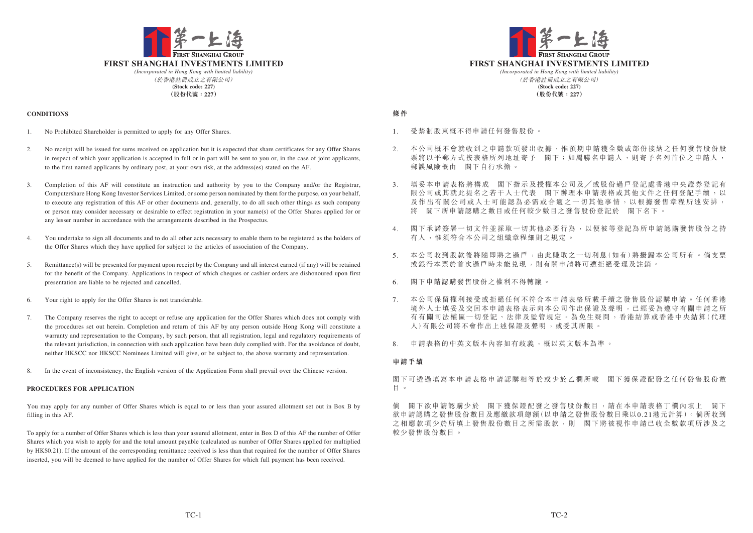**FIRST SHANGHAI INVESTMENTS LIMITED**

*(Incorporated in Hong Kong with limited liability)*

*(於香港註冊成立之有限公司)*

**(Stock code: 227)**

**(股份代號：227)**

**CONDITIONS**

1. No Prohibited Shareholder is permitted to apply for any Offer Shares.

2. No receipt will be issued for sums received on application but it is expected that share certificates for any Offer Shares in respect of which your application is accepted in full or in part will be sent to you or, in the case of joint applicants, to the first named applicants by ordinary post, at your own risk, at the address(es) stated on the AF.

3. Completion of this AF will constitute an instruction and authority by you to the Company and/or the Registrar, Computershare Hong Kong Investor Services Limited, or some person nominated by them for the purpose, on your behalf, to execute any registration of this AF or other documents and, generally, to do all such other things as such company or person may consider necessary or desirable to effect registration in your name(s) of the Offer Shares applied for or any lesser number in accordance with the arrangements described in the Prospectus.

4. You undertake to sign all documents and to do all other acts necessary to enable them to be registered as the holders of the Offer Shares which they have applied for subject to the articles of association of the Company.

5. Remittance(s) will be presented for payment upon receipt by the Company and all interest earned (if any) will be retained for the benefit of the Company. Applications in respect of which cheques or cashier orders are dishonoured upon first presentation are liable to be rejected and cancelled.

6. Your right to apply for the Offer Shares is not transferable.

7. The Company reserves the right to accept or refuse any application for the Offer Shares which does not comply with the procedures set out herein. Completion and return of this AF by any person outside Hong Kong will constitute a warranty and representation to the Company, by such person, that all registration, legal and regulatory requirements of the relevant jurisdiction, in connection with such application have been duly complied with. For the avoidance of doubt, neither HKSCC nor HKSCC Nominees Limited will give, or be subject to, the above warranty and representation.

8. In the event of inconsistency, the English version of the Application Form shall prevail over the Chinese version.

**PROCEDURES FOR APPLICATION**

You may apply for any number of Offer Shares which is equal to or less than your assured allotment set out in Box B by filling in this AF.

To apply for a number of Offer Shares which is less than your assured allotment, enter in Box D of this AF the number of Offer Shares which you wish to apply for and the total amount payable (calculated as number of Offer Shares applied for multiplied by HK$0.21). If the amount of the corresponding remittance received is less than that required for the number of Offer Shares inserted, you will be deemed to have applied for the number of Offer Shares for which full payment has been received.

**FIRST SHANGHAI INVESTMENTS LIMITED**

*(Incorporated in Hong Kong with limited liability)*

*(於香港註冊成立之有限公司)*

**(Stock code: 227)**

**(股份代號：227)**

**條件**

1. 受禁制股東概不得申請任何發售股份。

2. 本公司概不會就收到之申請款項發出收據，惟預期申請獲全數或部份接納之任何發售股份股票將以平郵方式按表格所列地址寄予 閣下；如屬聯名申請人，則寄予名列首位之申請人，郵誤風險概由 閣下自行承擔。

3. 填妥本申請表格將構成 閣下指示及授權本公司及／或股份過戶登記處香港中央證券登記有限公司或其就此提名之若干人士代表 閣下辦理本申請表格或其他文件之任何登記手續，以及作出有關公司或人士可能認為必需或合適之一切其他事情，以根據發售章程所述安排，將 閣下所申請認購之數目或任何較少數目之發售股份登記於 閣下名下。

4. 閣下承諾簽署一切文件並採取一切其他必要行為，以便彼等登記為所申請認購發售股份之持有人，惟須符合本公司之組織章程細則之規定。

5. 本公司收到股款後將隨即將之過戶，由此賺取之一切利息(如有)將撥歸本公司所有。倘支票或銀行本票於首次過戶時未能兌現，則有關申請將可遭拒絕受理及註銷。

6. 閣下申請認購發售股份之權利不得轉讓。

7. 本公司保留權利接受或拒絕任何不符合本申請表格所載手續之發售股份認購申請。任何香港境外人士填妥及交回本申請表格表示向本公司作出保證及聲明，已經妥為遵守有關申請之所有有關司法權區一切登記、法律及監管規定。為免生疑問，香港結算或香港中央結算(代理人)有限公司將不會作出上述保證及聲明，或受其所限。

8. 申請表格的中英文版本內容如有歧義，概以英文版本為準。

**申請手續**

閣下可透過填寫本申請表格申請認購相等於或少於乙欄所載 閣下獲保證配發之任何發售股份數目。

倘 閣下欲申請認購少於 閣下獲保證配發之發售股份數目，請在本申請表格丁欄內填上 閣下欲申請認購之發售股份數目及應繳款項總額(以申請之發售股份數目乘以0.21港元計算)。倘所收到之相應款項少於所填上發售股份數目之所需股款，則 閣下將被視作申請已收全數款項所涉及之較少發售股份數目。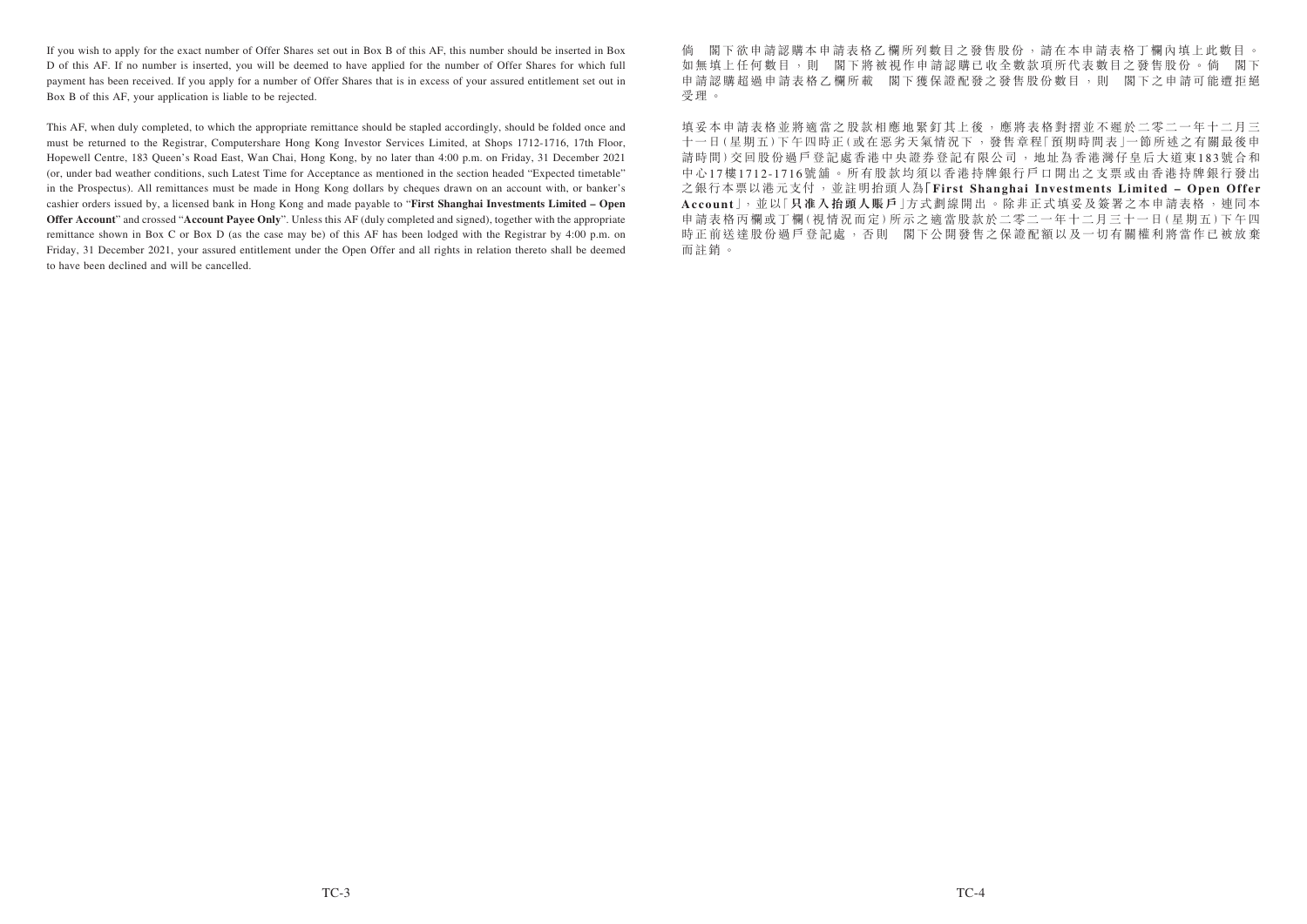If you wish to apply for the exact number of Offer Shares set out in Box B of this AF, this number should be inserted in Box D of this AF. If no number is inserted, you will be deemed to have applied for the number of Offer Shares for which full payment has been received. If you apply for a number of Offer Shares that is in excess of your assured entitlement set out in Box B of this AF, your application is liable to be rejected.

This AF, when duly completed, to which the appropriate remittance should be stapled accordingly, should be folded once and must be returned to the Registrar, Computershare Hong Kong Investor Services Limited, at Shops 1712-1716, 17th Floor, Hopewell Centre, 183 Queen's Road East, Wan Chai, Hong Kong, by no later than 4:00 p.m. on Friday, 31 December 2021 (or, under bad weather conditions, such Latest Time for Acceptance as mentioned in the section headed "Expected timetable" in the Prospectus). All remittances must be made in Hong Kong dollars by cheques drawn on an account with, or banker's cashier orders issued by, a licensed bank in Hong Kong and made payable to "**First Shanghai Investments Limited – Open Offer Account**" and crossed "**Account Payee Only**". Unless this AF (duly completed and signed), together with the appropriate remittance shown in Box C or Box D (as the case may be) of this AF has been lodged with the Registrar by 4:00 p.m. on Friday, 31 December 2021, your assured entitlement under the Open Offer and all rights in relation thereto shall be deemed to have been declined and will be cancelled.

倘　閣下欲申請認購本申請表格乙欄所列數目之發售股份，請在本申請表格丁欄內填上此數目。如無填上任何數目，則　閣下將被視作申請認購已收全數款項所代表數目之發售股份。倘　閣下申請認購超過申請表格乙欄所載　閣下獲保證配發之發售股份數目，則　閣下之申請可能遭拒絕受理。

填妥本申請表格並將適當之股款相應地緊釘其上後，應將表格對摺並不遲於二零二一年十二月三十一日(星期五)下午四時正(或在惡劣天氣情況下，發售章程「預期時間表」一節所述之有關最後申請時間)交回股份過戶登記處香港中央證券登記有限公司，地址為香港灣仔皇后大道東183號合和中心17樓1712-1716號舖。所有股款均須以香港持牌銀行戶口開出之支票或由香港持牌銀行發出之銀行本票以港元支付，並註明抬頭人為「**First Shanghai Investments Limited – Open Offer Account**」，並以「**只准入抬頭人賬戶**」方式劃線開出。除非正式填妥及簽署之本申請表格，連同本申請表格丙欄或丁欄(視情況而定)所示之適當股款於二零二一年十二月三十一日(星期五)下午四時正前送達股份過戶登記處，否則　閣下公開發售之保證配額以及一切有關權利將當作已被放棄而註銷。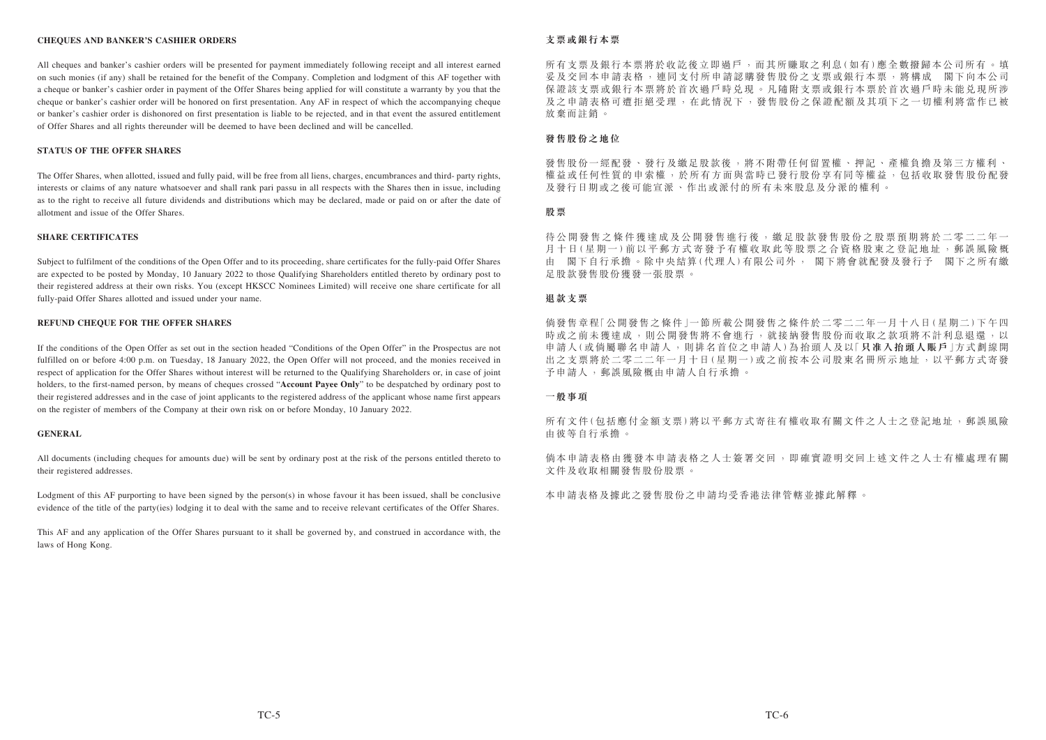#### CHEQUES AND BANKER'S CASHIER ORDERS

All cheques and banker's cashier orders will be presented for payment immediately following receipt and all interest earned on such monies (if any) shall be retained for the benefit of the Company. Completion and lodgment of this AF together with a cheque or banker's cashier order in payment of the Offer Shares being applied for will constitute a warranty by you that the cheque or banker's cashier order will be honored on first presentation. Any AF in respect of which the accompanying cheque or banker's cashier order is dishonored on first presentation is liable to be rejected, and in that event the assured entitlement of Offer Shares and all rights thereunder will be deemed to have been declined and will be cancelled.

#### STATUS OF THE OFFER SHARES

The Offer Shares, when allotted, issued and fully paid, will be free from all liens, charges, encumbrances and third- party rights, interests or claims of any nature whatsoever and shall rank pari passu in all respects with the Shares then in issue, including as to the right to receive all future dividends and distributions which may be declared, made or paid on or after the date of allotment and issue of the Offer Shares.

#### SHARE CERTIFICATES

Subject to fulfilment of the conditions of the Open Offer and to its proceeding, share certificates for the fully-paid Offer Shares are expected to be posted by Monday, 10 January 2022 to those Qualifying Shareholders entitled thereto by ordinary post to their registered address at their own risks. You (except HKSCC Nominees Limited) will receive one share certificate for all fully-paid Offer Shares allotted and issued under your name.

#### REFUND CHEQUE FOR THE OFFER SHARES

If the conditions of the Open Offer as set out in the section headed "Conditions of the Open Offer" in the Prospectus are not fulfilled on or before 4:00 p.m. on Tuesday, 18 January 2022, the Open Offer will not proceed, and the monies received in respect of application for the Offer Shares without interest will be returned to the Qualifying Shareholders or, in case of joint holders, to the first-named person, by means of cheques crossed "**Account Payee Only**" to be despatched by ordinary post to their registered addresses and in the case of joint applicants to the registered address of the applicant whose name first appears on the register of members of the Company at their own risk on or before Monday, 10 January 2022.

#### GENERAL

All documents (including cheques for amounts due) will be sent by ordinary post at the risk of the persons entitled thereto to their registered addresses.

Lodgment of this AF purporting to have been signed by the person(s) in whose favour it has been issued, shall be conclusive evidence of the title of the party(ies) lodging it to deal with the same and to receive relevant certificates of the Offer Shares.

This AF and any application of the Offer Shares pursuant to it shall be governed by, and construed in accordance with, the laws of Hong Kong.

#### 支票或銀行本票

所有支票及銀行本票將於收訖後立即過戶，而其所賺取之利息(如有)應全數撥歸本公司所有。填妥及交回本申請表格，連同支付所申請認購發售股份之支票或銀行本票，將構成　閣下向本公司保證該支票或銀行本票將於首次過戶時兌現。凡隨附支票或銀行本票於首次過戶時未能兌現所涉及之申請表格可遭拒絕受理，在此情況下，發售股份之保證配額及其項下之一切權利將當作已被放棄而註銷。

#### 發售股份之地位

發售股份一經配發、發行及繳足股款後，將不附帶任何留置權、押記、產權負擔及第三方權利、權益或任何性質的申索權，於所有方面與當時已發行股份享有同等權益，包括收取發售股份配發及發行日期或之後可能宣派、作出或派付的所有未來股息及分派的權利。

#### 股票

待公開發售之條件獲達成及公開發售進行後，繳足股款發售股份之股票預期將於二零二二年一月十日(星期一)前以平郵方式寄發予有權收取此等股票之合資格股東之登記地址，郵誤風險概由　閣下自行承擔。除中央結算(代理人)有限公司外，　閣下將會就配發及發行予　閣下之所有繳足股款發售股份獲發一張股票。

#### 退款支票

倘發售章程「公開發售之條件」一節所載公開發售之條件於二零二二年一月十八日(星期二)下午四時或之前未獲達成，則公開發售將不會進行，就接納發售股份而收取之款項將不計利息退還，以申請人(或倘屬聯名申請人，則排名首位之申請人)為抬頭人及以「**只准入抬頭人賬戶**」方式劃線開出之支票將於二零二二年一月十日(星期一)或之前按本公司股東名冊所示地址，以平郵方式寄發予申請人，郵誤風險概由申請人自行承擔。

#### 一般事項

所有文件(包括應付金額支票)將以平郵方式寄往有權收取有關文件之人士之登記地址，郵誤風險由彼等自行承擔。

倘本申請表格由獲發本申請表格之人士簽署交回，即確實證明交回上述文件之人士有權處理有關文件及收取相關發售股份股票。

本申請表格及據此之發售股份之申請均受香港法律管轄並據此解釋。